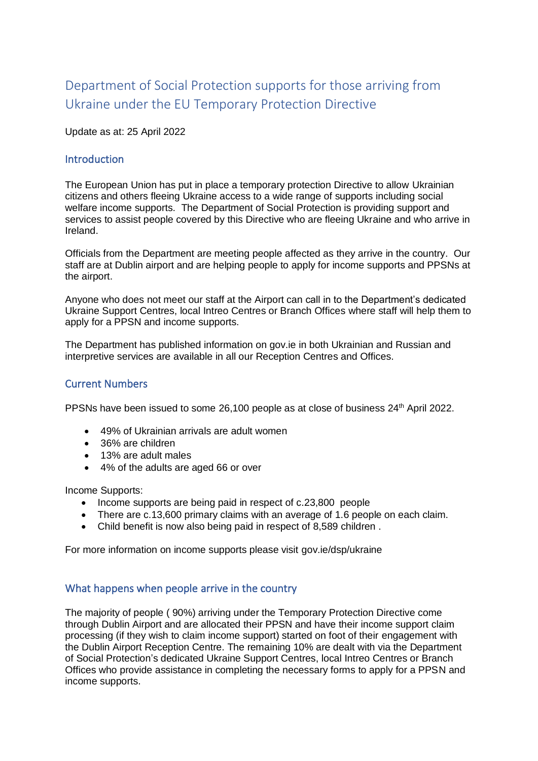# Department of Social Protection supports for those arriving from Ukraine under the EU Temporary Protection Directive

Update as at: 25 April 2022

## Introduction

The European Union has put in place a temporary protection Directive to allow Ukrainian citizens and others fleeing Ukraine access to a wide range of supports including social welfare income supports. The Department of Social Protection is providing support and services to assist people covered by this Directive who are fleeing Ukraine and who arrive in Ireland.

Officials from the Department are meeting people affected as they arrive in the country. Our staff are at Dublin airport and are helping people to apply for income supports and PPSNs at the airport.

Anyone who does not meet our staff at the Airport can call in to the Department's dedicated Ukraine Support Centres, local Intreo Centres or Branch Offices where staff will help them to apply for a PPSN and income supports.

The Department has published information on gov.ie in both Ukrainian and Russian and interpretive services are available in all our Reception Centres and Offices.

## Current Numbers

PPSNs have been issued to some 26,100 people as at close of business 24th April 2022.

- 49% of Ukrainian arrivals are adult women
- 36% are children
- 13% are adult males
- 4% of the adults are aged 66 or over

Income Supports:

- Income supports are being paid in respect of c.23,800 people
- There are c.13,600 primary claims with an average of 1.6 people on each claim.
- Child benefit is now also being paid in respect of 8,589 children .

For more information on income supports please visit gov.ie/dsp/ukraine

## What happens when people arrive in the country

The majority of people ( 90%) arriving under the Temporary Protection Directive come through Dublin Airport and are allocated their PPSN and have their income support claim processing (if they wish to claim income support) started on foot of their engagement with the Dublin Airport Reception Centre. The remaining 10% are dealt with via the Department of Social Protection's dedicated Ukraine Support Centres, local Intreo Centres or Branch Offices who provide assistance in completing the necessary forms to apply for a PPSN and income supports.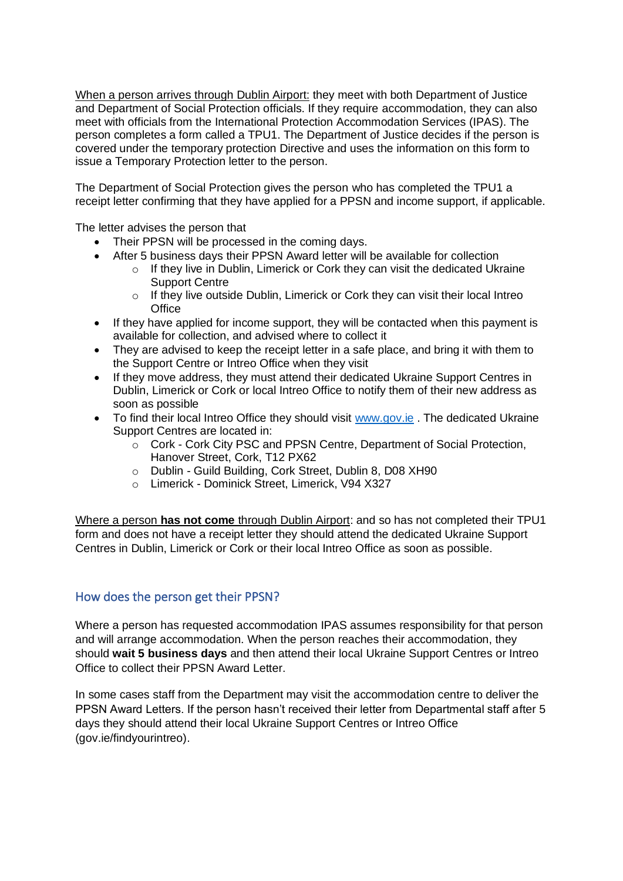When a person arrives through Dublin Airport: they meet with both Department of Justice and Department of Social Protection officials. If they require accommodation, they can also meet with officials from the International Protection Accommodation Services (IPAS). The person completes a form called a TPU1. The Department of Justice decides if the person is covered under the temporary protection Directive and uses the information on this form to issue a Temporary Protection letter to the person.

The Department of Social Protection gives the person who has completed the TPU1 a receipt letter confirming that they have applied for a PPSN and income support, if applicable.

The letter advises the person that

- Their PPSN will be processed in the coming days.
- After 5 business days their PPSN Award letter will be available for collection
  - If they live in Dublin, Limerick or Cork they can visit the dedicated Ukraine Support Centre
  - If they live outside Dublin, Limerick or Cork they can visit their local Intreo Office
- If they have applied for income support, they will be contacted when this payment is available for collection, and advised where to collect it
- They are advised to keep the receipt letter in a safe place, and bring it with them to the Support Centre or Intreo Office when they visit
- If they move address, they must attend their dedicated Ukraine Support Centres in Dublin, Limerick or Cork or local Intreo Office to notify them of their new address as soon as possible
- To find their local Intreo Office they should visit [www.gov.ie](www.gov.ie) . The dedicated Ukraine Support Centres are located in:
  - Cork - Cork City PSC and PPSN Centre, Department of Social Protection, Hanover Street, Cork, T12 PX62
  - Dublin - Guild Building, Cork Street, Dublin 8, D08 XH90
  - Limerick - Dominick Street, Limerick, V94 X327

Where a person **has not come** through Dublin Airport: and so has not completed their TPU1 form and does not have a receipt letter they should attend the dedicated Ukraine Support Centres in Dublin, Limerick or Cork or their local Intreo Office as soon as possible.

## How does the person get their PPSN?

Where a person has requested accommodation IPAS assumes responsibility for that person and will arrange accommodation. When the person reaches their accommodation, they should **wait 5 business days** and then attend their local Ukraine Support Centres or Intreo Office to collect their PPSN Award Letter.

In some cases staff from the Department may visit the accommodation centre to deliver the PPSN Award Letters. If the person hasn't received their letter from Departmental staff after 5 days they should attend their local Ukraine Support Centres or Intreo Office (gov.ie/findyourintreo).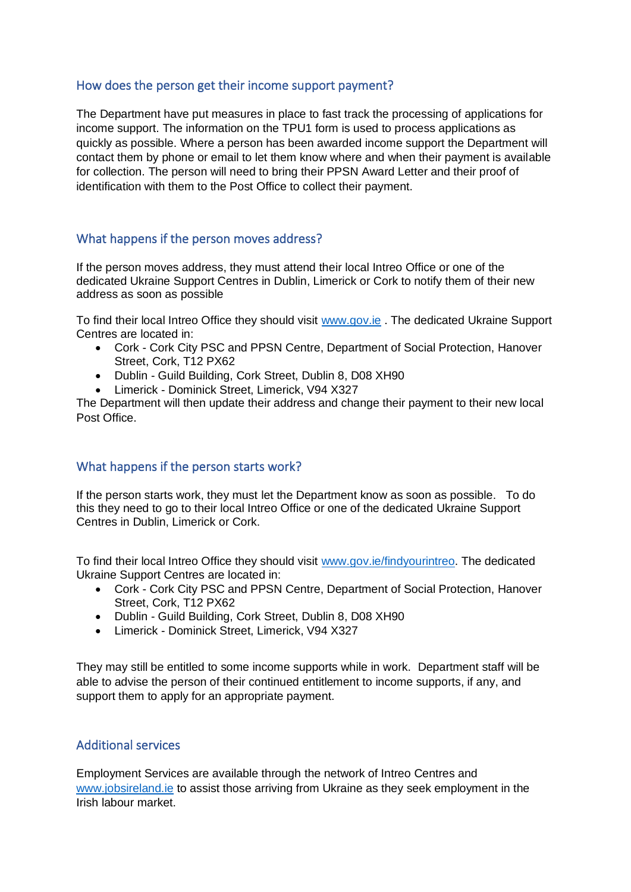## How does the person get their income support payment?

The Department have put measures in place to fast track the processing of applications for income support. The information on the TPU1 form is used to process applications as quickly as possible. Where a person has been awarded income support the Department will contact them by phone or email to let them know where and when their payment is available for collection. The person will need to bring their PPSN Award Letter and their proof of identification with them to the Post Office to collect their payment.

## What happens if the person moves address?

If the person moves address, they must attend their local Intreo Office or one of the dedicated Ukraine Support Centres in Dublin, Limerick or Cork to notify them of their new address as soon as possible

To find their local Intreo Office they should visit www.gov.ie . The dedicated Ukraine Support Centres are located in:

- Cork - Cork City PSC and PPSN Centre, Department of Social Protection, Hanover Street, Cork, T12 PX62
- Dublin - Guild Building, Cork Street, Dublin 8, D08 XH90
- Limerick - Dominick Street, Limerick, V94 X327

The Department will then update their address and change their payment to their new local Post Office.

## What happens if the person starts work?

If the person starts work, they must let the Department know as soon as possible. To do this they need to go to their local Intreo Office or one of the dedicated Ukraine Support Centres in Dublin, Limerick or Cork.

To find their local Intreo Office they should visit www.gov.ie/findyourintreo. The dedicated Ukraine Support Centres are located in:

- Cork - Cork City PSC and PPSN Centre, Department of Social Protection, Hanover Street, Cork, T12 PX62
- Dublin - Guild Building, Cork Street, Dublin 8, D08 XH90
- Limerick - Dominick Street, Limerick, V94 X327

They may still be entitled to some income supports while in work. Department staff will be able to advise the person of their continued entitlement to income supports, if any, and support them to apply for an appropriate payment.

## Additional services

Employment Services are available through the network of Intreo Centres and www.jobsireland.ie to assist those arriving from Ukraine as they seek employment in the Irish labour market.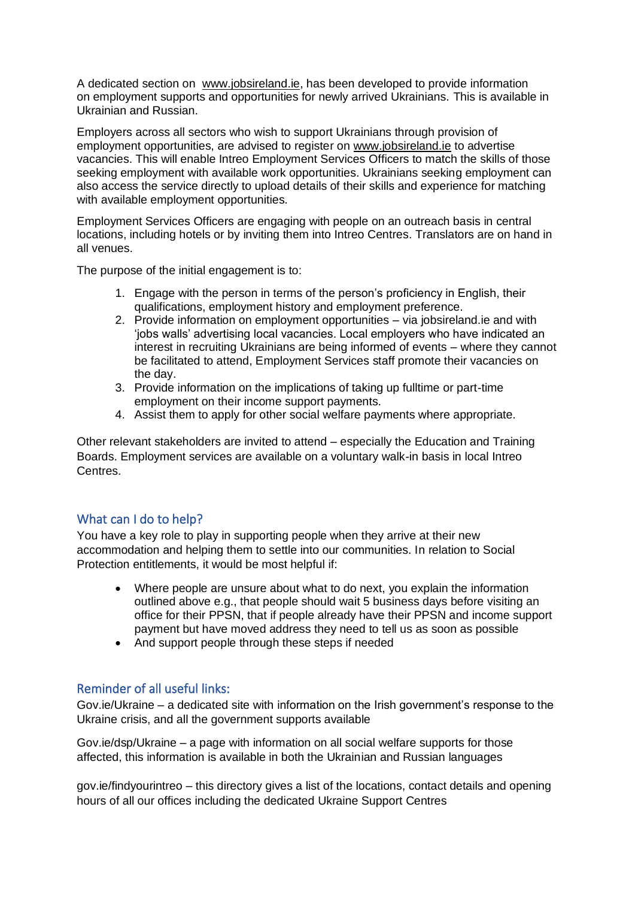A dedicated section on www.jobsireland.ie, has been developed to provide information on employment supports and opportunities for newly arrived Ukrainians. This is available in Ukrainian and Russian.

Employers across all sectors who wish to support Ukrainians through provision of employment opportunities, are advised to register on www.jobsireland.ie to advertise vacancies. This will enable Intreo Employment Services Officers to match the skills of those seeking employment with available work opportunities. Ukrainians seeking employment can also access the service directly to upload details of their skills and experience for matching with available employment opportunities.

Employment Services Officers are engaging with people on an outreach basis in central locations, including hotels or by inviting them into Intreo Centres. Translators are on hand in all venues.

The purpose of the initial engagement is to:

1. Engage with the person in terms of the person's proficiency in English, their qualifications, employment history and employment preference.
2. Provide information on employment opportunities – via jobsireland.ie and with 'jobs walls' advertising local vacancies. Local employers who have indicated an interest in recruiting Ukrainians are being informed of events – where they cannot be facilitated to attend, Employment Services staff promote their vacancies on the day.
3. Provide information on the implications of taking up fulltime or part-time employment on their income support payments.
4. Assist them to apply for other social welfare payments where appropriate.

Other relevant stakeholders are invited to attend – especially the Education and Training Boards. Employment services are available on a voluntary walk-in basis in local Intreo Centres.

## What can I do to help?

You have a key role to play in supporting people when they arrive at their new accommodation and helping them to settle into our communities. In relation to Social Protection entitlements, it would be most helpful if:

- Where people are unsure about what to do next, you explain the information outlined above e.g., that people should wait 5 business days before visiting an office for their PPSN, that if people already have their PPSN and income support payment but have moved address they need to tell us as soon as possible
- And support people through these steps if needed

## Reminder of all useful links:

Gov.ie/Ukraine – a dedicated site with information on the Irish government's response to the Ukraine crisis, and all the government supports available

Gov.ie/dsp/Ukraine – a page with information on all social welfare supports for those affected, this information is available in both the Ukrainian and Russian languages

gov.ie/findyourintreo – this directory gives a list of the locations, contact details and opening hours of all our offices including the dedicated Ukraine Support Centres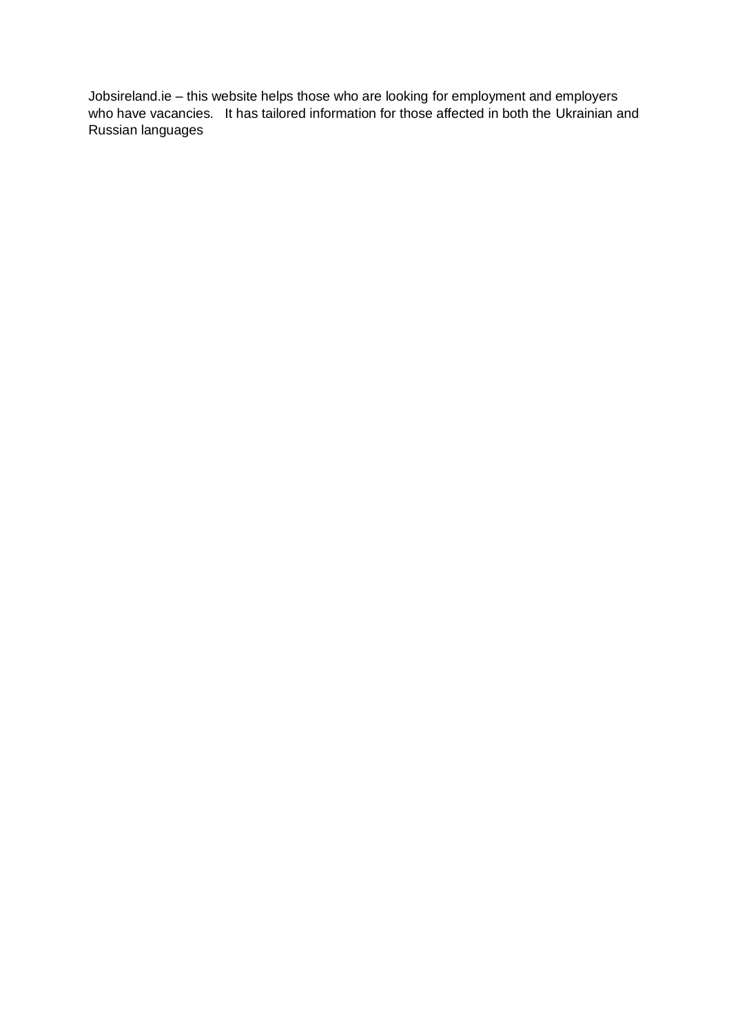Jobsireland.ie – this website helps those who are looking for employment and employers who have vacancies. It has tailored information for those affected in both the Ukrainian and Russian languages